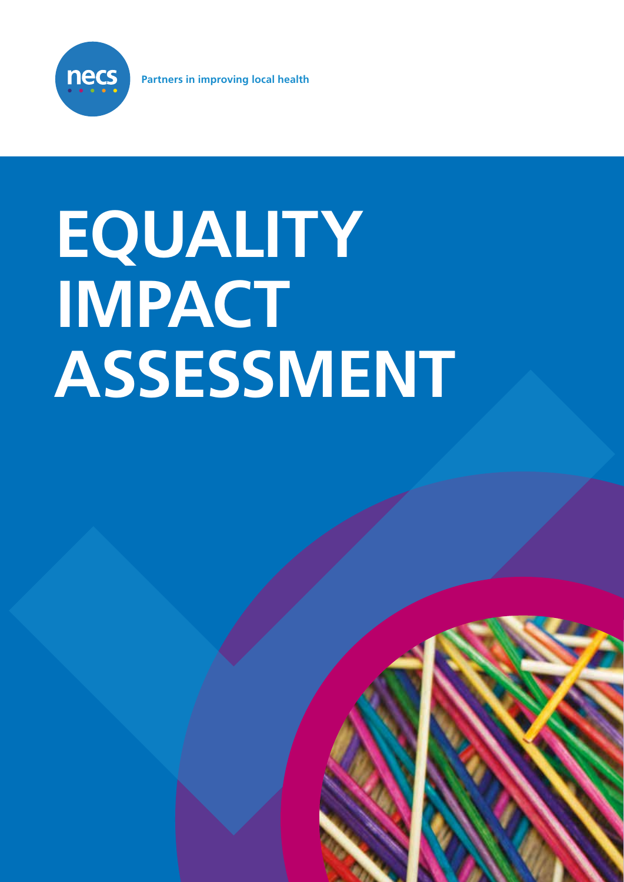necs

Partners in improving local health

# EQUALITY IMPACT ASSESSMENT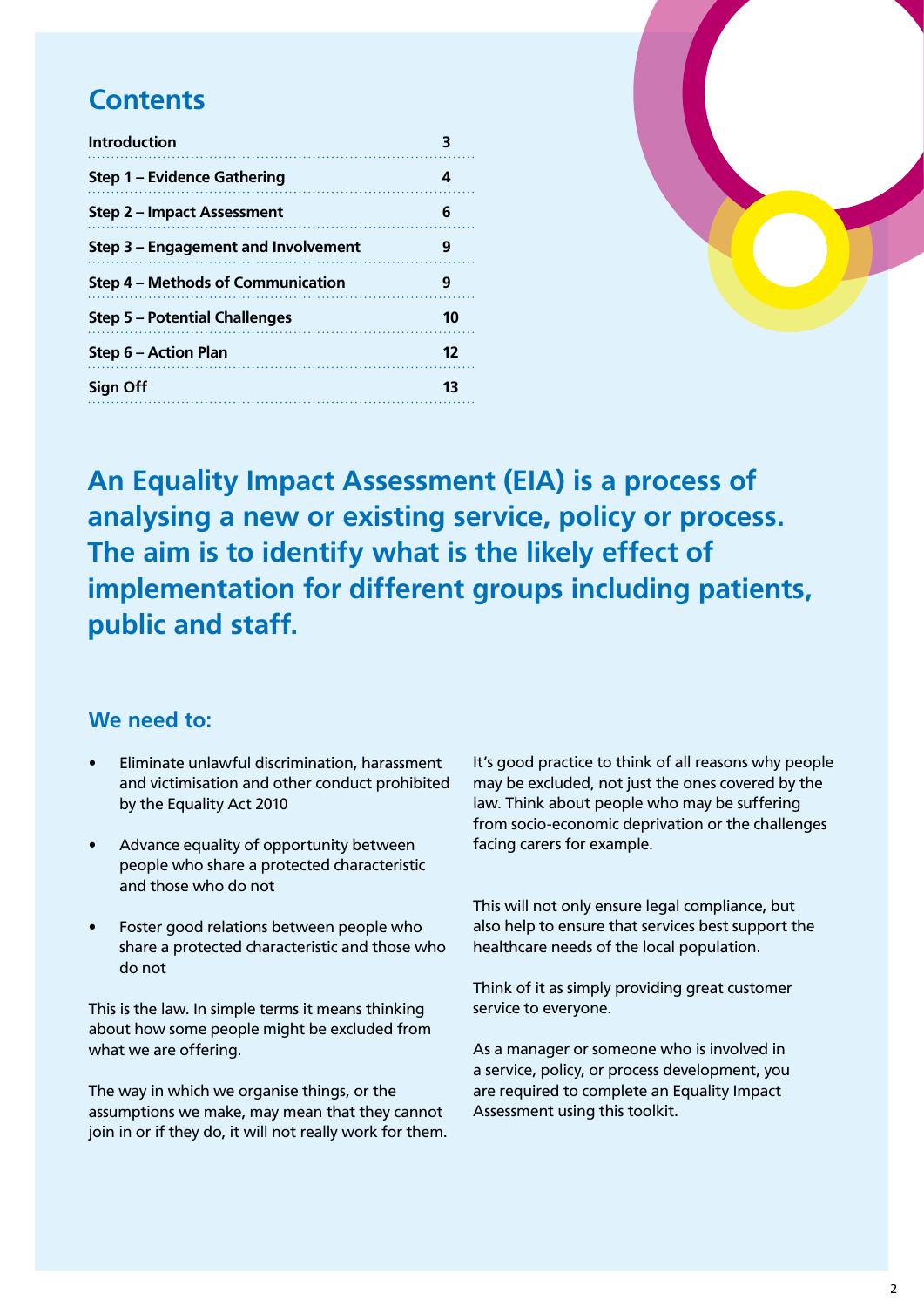## Contents

| | |
|---|---|
| **Introduction** | **3** |
| **Step 1 – Evidence Gathering** | **4** |
| **Step 2 – Impact Assessment** | **6** |
| **Step 3 – Engagement and Involvement** | **9** |
| **Step 4 – Methods of Communication** | **9** |
| **Step 5 – Potential Challenges** | **10** |
| **Step 6 – Action Plan** | **12** |
| **Sign Off** | **13** |

**An Equality Impact Assessment (EIA) is a process of analysing a new or existing service, policy or process. The aim is to identify what is the likely effect of implementation for different groups including patients, public and staff.**

### We need to:

- Eliminate unlawful discrimination, harassment and victimisation and other conduct prohibited by the Equality Act 2010
- Advance equality of opportunity between people who share a protected characteristic and those who do not
- Foster good relations between people who share a protected characteristic and those who do not

This is the law. In simple terms it means thinking about how some people might be excluded from what we are offering.

The way in which we organise things, or the assumptions we make, may mean that they cannot join in or if they do, it will not really work for them.

It's good practice to think of all reasons why people may be excluded, not just the ones covered by the law. Think about people who may be suffering from socio-economic deprivation or the challenges facing carers for example.

This will not only ensure legal compliance, but also help to ensure that services best support the healthcare needs of the local population.

Think of it as simply providing great customer service to everyone.

As a manager or someone who is involved in a service, policy, or process development, you are required to complete an Equality Impact Assessment using this toolkit.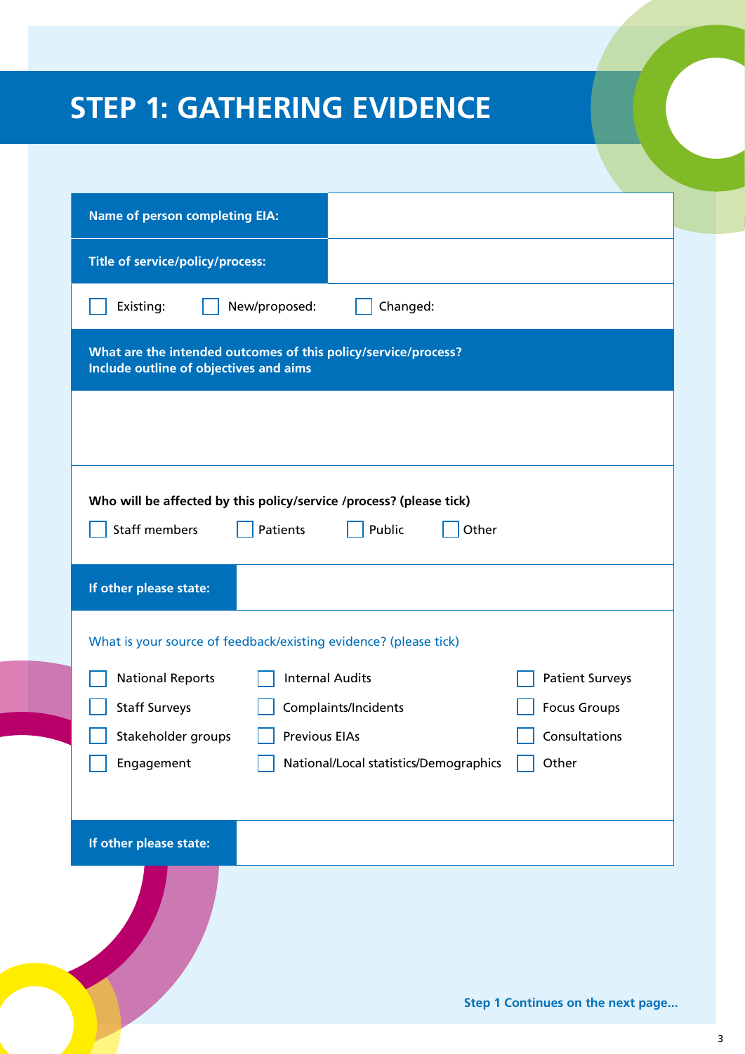# STEP 1: GATHERING EVIDENCE

| Name of person completing EIA: | |
| --- | --- |
| Title of service/policy/process: | |

☐ Existing: ☐ New/proposed: ☐ Changed:

**What are the intended outcomes of this policy/service/process? Include outline of objectives and aims**

**Who will be affected by this policy/service /process? (please tick)**

☐ Staff members ☐ Patients ☐ Public ☐ Other

| If other please state: | |
| --- | --- |

What is your source of feedback/existing evidence? (please tick)

| | | |
| --- | --- | --- |
| ☐ National Reports | ☐ Internal Audits | ☐ Patient Surveys |
| ☐ Staff Surveys | ☐ Complaints/Incidents | ☐ Focus Groups |
| ☐ Stakeholder groups | ☐ Previous EIAs | ☐ Consultations |
| ☐ Engagement | ☐ National/Local statistics/Demographics | ☐ Other |

| If other please state: | |
| --- | --- |

**Step 1 Continues on the next page...**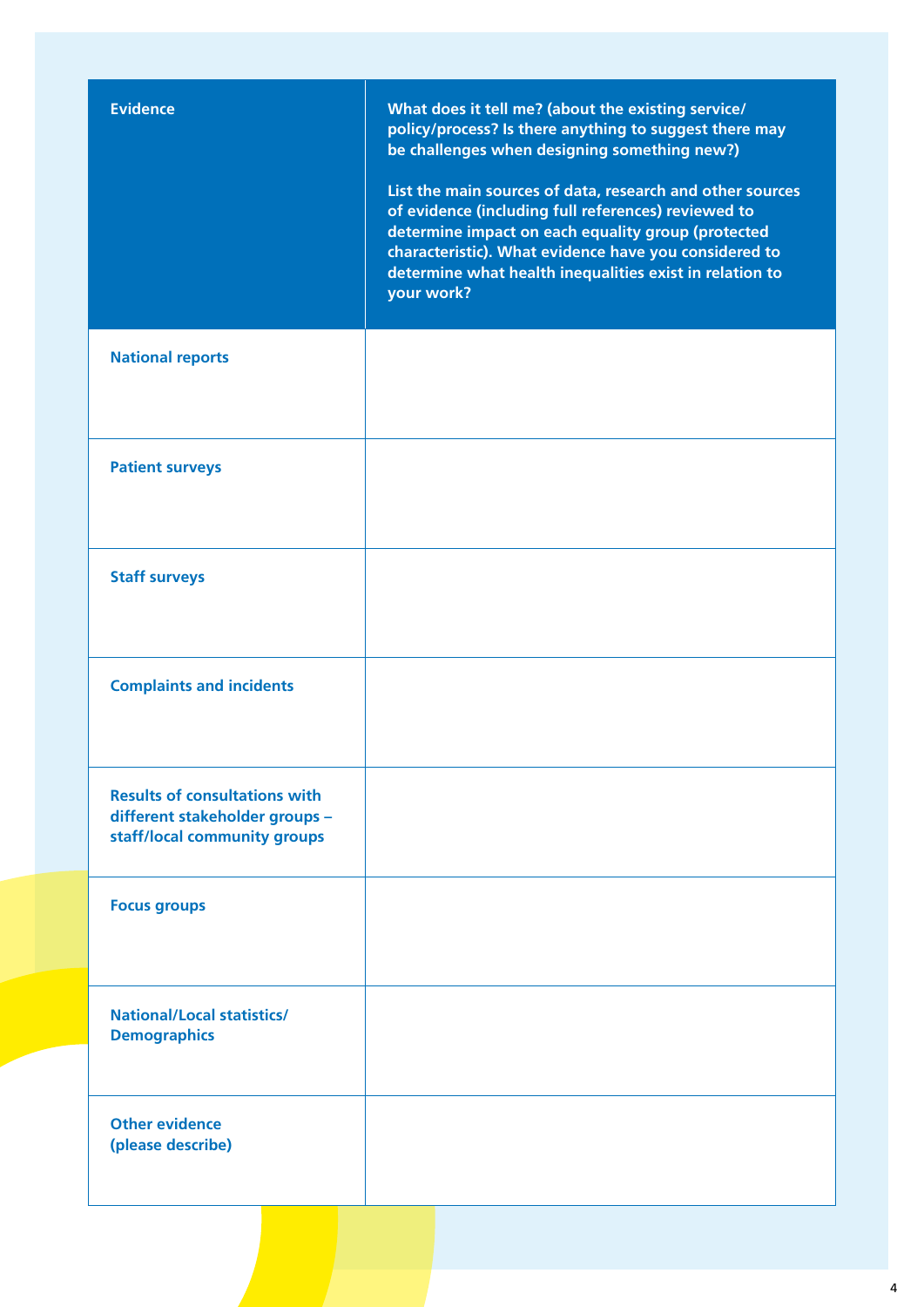| Evidence | What does it tell me? (about the existing service/policy/process? Is there anything to suggest there may be challenges when designing something new?)<br><br>List the main sources of data, research and other sources of evidence (including full references) reviewed to determine impact on each equality group (protected characteristic). What evidence have you considered to determine what health inequalities exist in relation to your work? |
|---|---|
| National reports | |
| Patient surveys | |
| Staff surveys | |
| Complaints and incidents | |
| Results of consultations with different stakeholder groups – staff/local community groups | |
| Focus groups | |
| National/Local statistics/ Demographics | |
| Other evidence (please describe) | |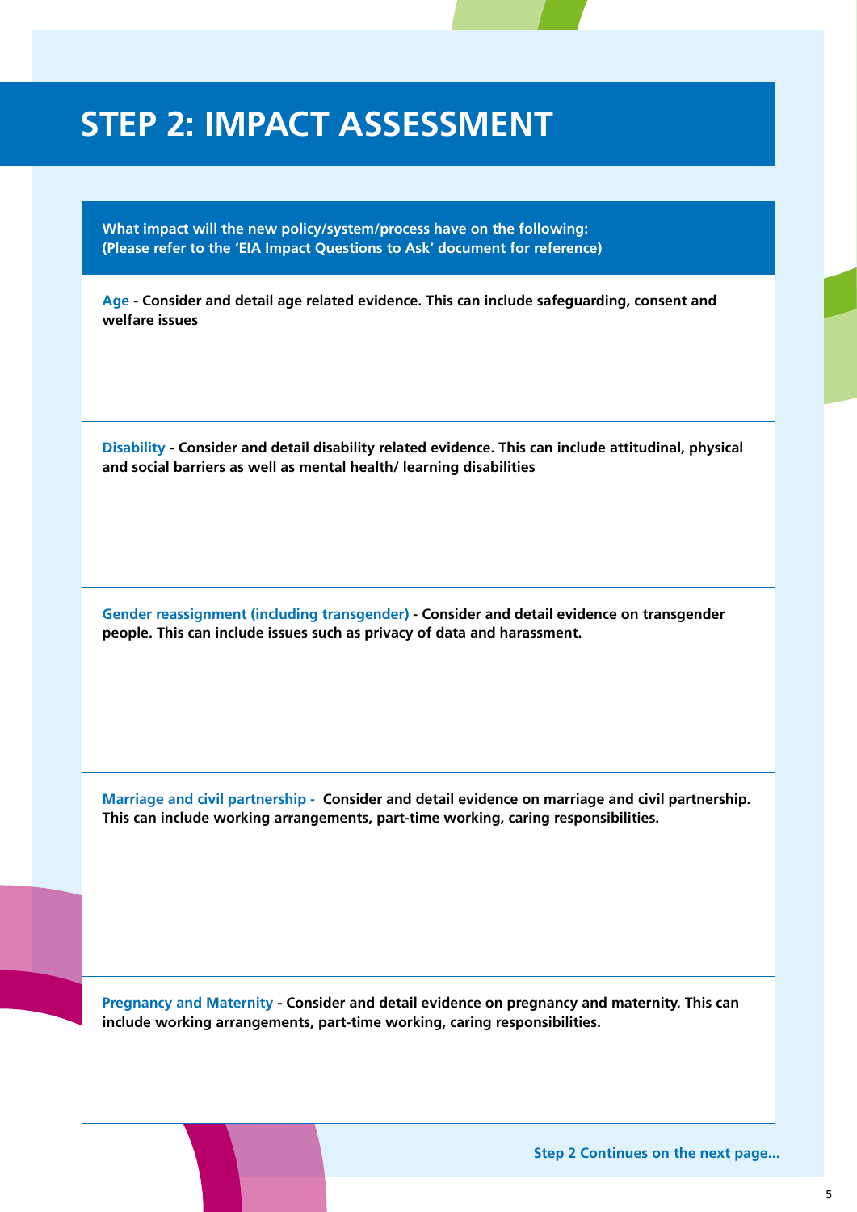# STEP 2: IMPACT ASSESSMENT

**What impact will the new policy/system/process have on the following:**
**(Please refer to the 'EIA Impact Questions to Ask' document for reference)**

**Age - Consider and detail age related evidence. This can include safeguarding, consent and welfare issues**

**Disability - Consider and detail disability related evidence. This can include attitudinal, physical and social barriers as well as mental health/ learning disabilities**

**Gender reassignment (including transgender) - Consider and detail evidence on transgender people. This can include issues such as privacy of data and harassment.**

**Marriage and civil partnership - Consider and detail evidence on marriage and civil partnership. This can include working arrangements, part-time working, caring responsibilities.**

**Pregnancy and Maternity - Consider and detail evidence on pregnancy and maternity. This can include working arrangements, part-time working, caring responsibilities.**

**Step 2 Continues on the next page...**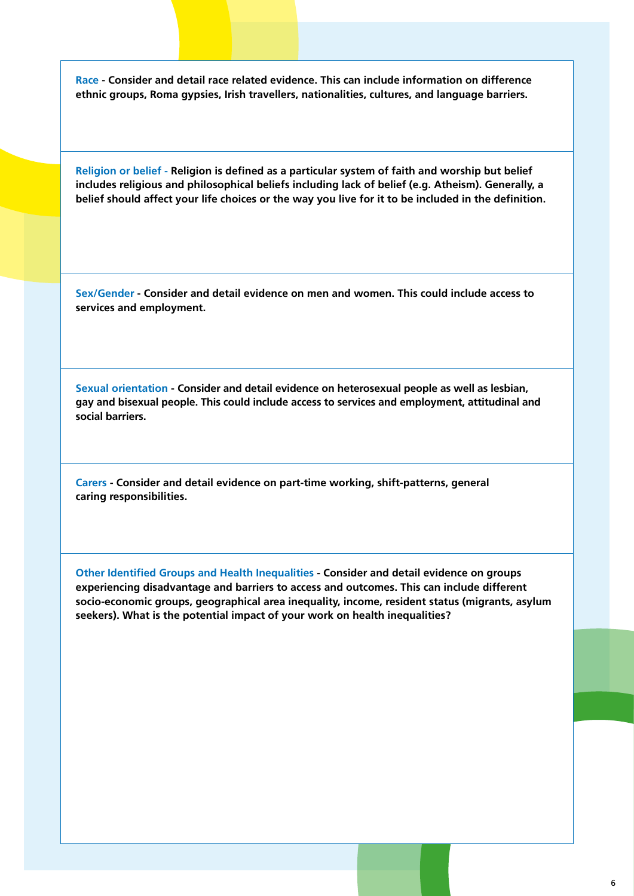**Race** - **Consider and detail race related evidence. This can include information on difference ethnic groups, Roma gypsies, Irish travellers, nationalities, cultures, and language barriers.**

**Religion or belief** - **Religion is defined as a particular system of faith and worship but belief includes religious and philosophical beliefs including lack of belief (e.g. Atheism). Generally, a belief should affect your life choices or the way you live for it to be included in the definition.**

**Sex/Gender** - **Consider and detail evidence on men and women. This could include access to services and employment.**

**Sexual orientation** - **Consider and detail evidence on heterosexual people as well as lesbian, gay and bisexual people. This could include access to services and employment, attitudinal and social barriers.**

**Carers** - **Consider and detail evidence on part-time working, shift-patterns, general caring responsibilities.**

**Other Identified Groups and Health Inequalities** - **Consider and detail evidence on groups experiencing disadvantage and barriers to access and outcomes. This can include different socio-economic groups, geographical area inequality, income, resident status (migrants, asylum seekers). What is the potential impact of your work on health inequalities?**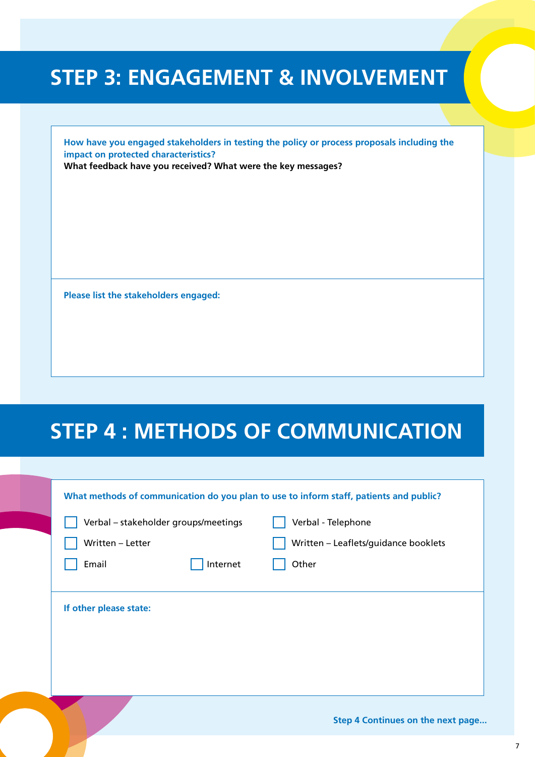# STEP 3: ENGAGEMENT & INVOLVEMENT

**How have you engaged stakeholders in testing the policy or process proposals including the impact on protected characteristics?**

**What feedback have you received? What were the key messages?**

**Please list the stakeholders engaged:**

# STEP 4 : METHODS OF COMMUNICATION

**What methods of communication do you plan to use to inform staff, patients and public?**

- [ ] Verbal – stakeholder groups/meetings
- [ ] Verbal - Telephone
- [ ] Written – Letter
- [ ] Written – Leaflets/guidance booklets
- [ ] Email
- [ ] Internet
- [ ] Other

**If other please state:**

**Step 4 Continues on the next page...**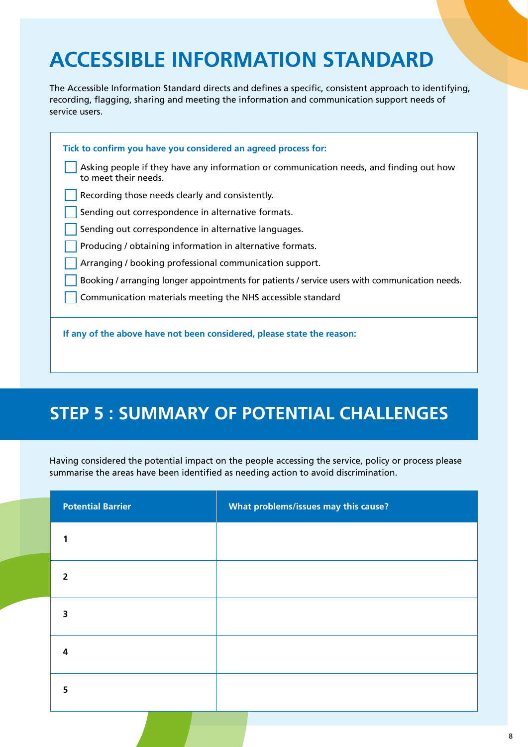# ACCESSIBLE INFORMATION STANDARD

The Accessible Information Standard directs and defines a specific, consistent approach to identifying, recording, flagging, sharing and meeting the information and communication support needs of service users.

**Tick to confirm you have you considered an agreed process for:**

- ☐ Asking people if they have any information or communication needs, and finding out how to meet their needs.
- ☐ Recording those needs clearly and consistently.
- ☐ Sending out correspondence in alternative formats.
- ☐ Sending out correspondence in alternative languages.
- ☐ Producing / obtaining information in alternative formats.
- ☐ Arranging / booking professional communication support.
- ☐ Booking / arranging longer appointments for patients / service users with communication needs.
- ☐ Communication materials meeting the NHS accessible standard

**If any of the above have not been considered, please state the reason:**

## STEP 5 : SUMMARY OF POTENTIAL CHALLENGES

Having considered the potential impact on the people accessing the service, policy or process please summarise the areas have been identified as needing action to avoid discrimination.

| Potential Barrier | What problems/issues may this cause? |
| --- | --- |
| **1** | |
| **2** | |
| **3** | |
| **4** | |
| **5** | |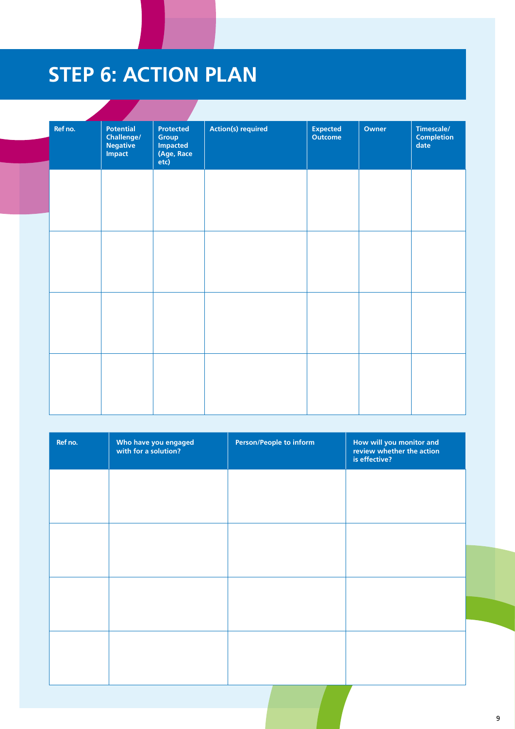# STEP 6: ACTION PLAN

| Ref no. | Potential Challenge/ Negative Impact | Protected Group Impacted (Age, Race etc) | Action(s) required | Expected Outcome | Owner | Timescale/ Completion date |
|---|---|---|---|---|---|---|
| | | | | | | |
| | | | | | | |
| | | | | | | |
| | | | | | | |

| Ref no. | Who have you engaged with for a solution? | Person/People to inform | How will you monitor and review whether the action is effective? |
|---|---|---|---|
| | | | |
| | | | |
| | | | |
| | | | |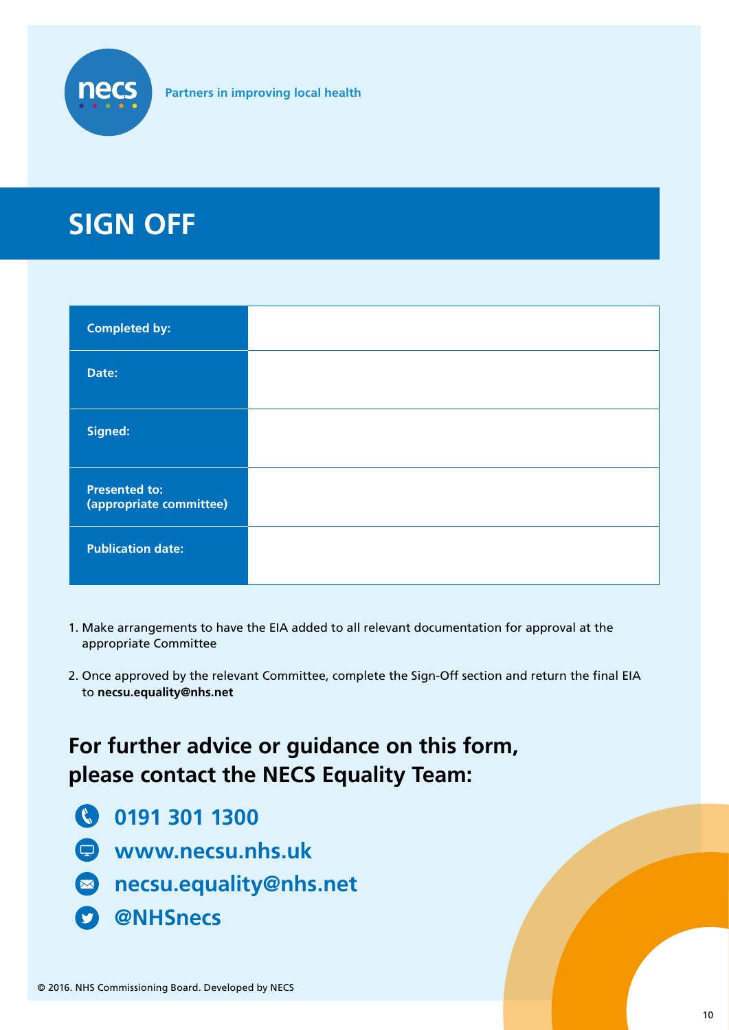necs

Partners in improving local health

# SIGN OFF

| | |
|---|---|
| **Completed by:** | |
| **Date:** | |
| **Signed:** | |
| **Presented to: (appropriate committee)** | |
| **Publication date:** | |

1. Make arrangements to have the EIA added to all relevant documentation for approval at the appropriate Committee
2. Once approved by the relevant Committee, complete the Sign-Off section and return the final EIA to **necsu.equality@nhs.net**

## For further advice or guidance on this form, please contact the NECS Equality Team:

**0191 301 1300**

**www.necsu.nhs.uk**

**necsu.equality@nhs.net**

**@NHSnecs**

© 2016. NHS Commissioning Board. Developed by NECS